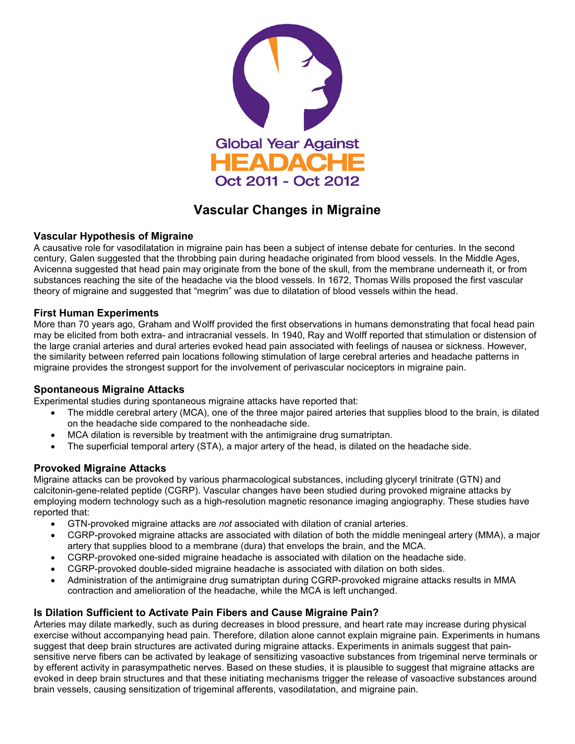Global Year Against
HEADACHE
Oct 2011 - Oct 2012

# Vascular Changes in Migraine

## Vascular Hypothesis of Migraine

A causative role for vasodilatation in migraine pain has been a subject of intense debate for centuries. In the second century, Galen suggested that the throbbing pain during headache originated from blood vessels. In the Middle Ages, Avicenna suggested that head pain may originate from the bone of the skull, from the membrane underneath it, or from substances reaching the site of the headache via the blood vessels. In 1672, Thomas Wills proposed the first vascular theory of migraine and suggested that "megrim" was due to dilatation of blood vessels within the head.

## First Human Experiments

More than 70 years ago, Graham and Wolff provided the first observations in humans demonstrating that focal head pain may be elicited from both extra- and intracranial vessels. In 1940, Ray and Wolff reported that stimulation or distension of the large cranial arteries and dural arteries evoked head pain associated with feelings of nausea or sickness. However, the similarity between referred pain locations following stimulation of large cerebral arteries and headache patterns in migraine provides the strongest support for the involvement of perivascular nociceptors in migraine pain.

## Spontaneous Migraine Attacks

Experimental studies during spontaneous migraine attacks have reported that:

- The middle cerebral artery (MCA), one of the three major paired arteries that supplies blood to the brain, is dilated on the headache side compared to the nonheadache side.
- MCA dilation is reversible by treatment with the antimigraine drug sumatriptan.
- The superficial temporal artery (STA), a major artery of the head, is dilated on the headache side.

## Provoked Migraine Attacks

Migraine attacks can be provoked by various pharmacological substances, including glyceryl trinitrate (GTN) and calcitonin-gene-related peptide (CGRP). Vascular changes have been studied during provoked migraine attacks by employing modern technology such as a high-resolution magnetic resonance imaging angiography. These studies have reported that:

- GTN-provoked migraine attacks are *not* associated with dilation of cranial arteries.
- CGRP-provoked migraine attacks are associated with dilation of both the middle meningeal artery (MMA), a major artery that supplies blood to a membrane (dura) that envelops the brain, and the MCA.
- CGRP-provoked one-sided migraine headache is associated with dilation on the headache side.
- CGRP-provoked double-sided migraine headache is associated with dilation on both sides.
- Administration of the antimigraine drug sumatriptan during CGRP-provoked migraine attacks results in MMA contraction and amelioration of the headache, while the MCA is left unchanged.

## Is Dilation Sufficient to Activate Pain Fibers and Cause Migraine Pain?

Arteries may dilate markedly, such as during decreases in blood pressure, and heart rate may increase during physical exercise without accompanying head pain. Therefore, dilation alone cannot explain migraine pain. Experiments in humans suggest that deep brain structures are activated during migraine attacks. Experiments in animals suggest that pain-sensitive nerve fibers can be activated by leakage of sensitizing vasoactive substances from trigeminal nerve terminals or by efferent activity in parasympathetic nerves. Based on these studies, it is plausible to suggest that migraine attacks are evoked in deep brain structures and that these initiating mechanisms trigger the release of vasoactive substances around brain vessels, causing sensitization of trigeminal afferents, vasodilatation, and migraine pain.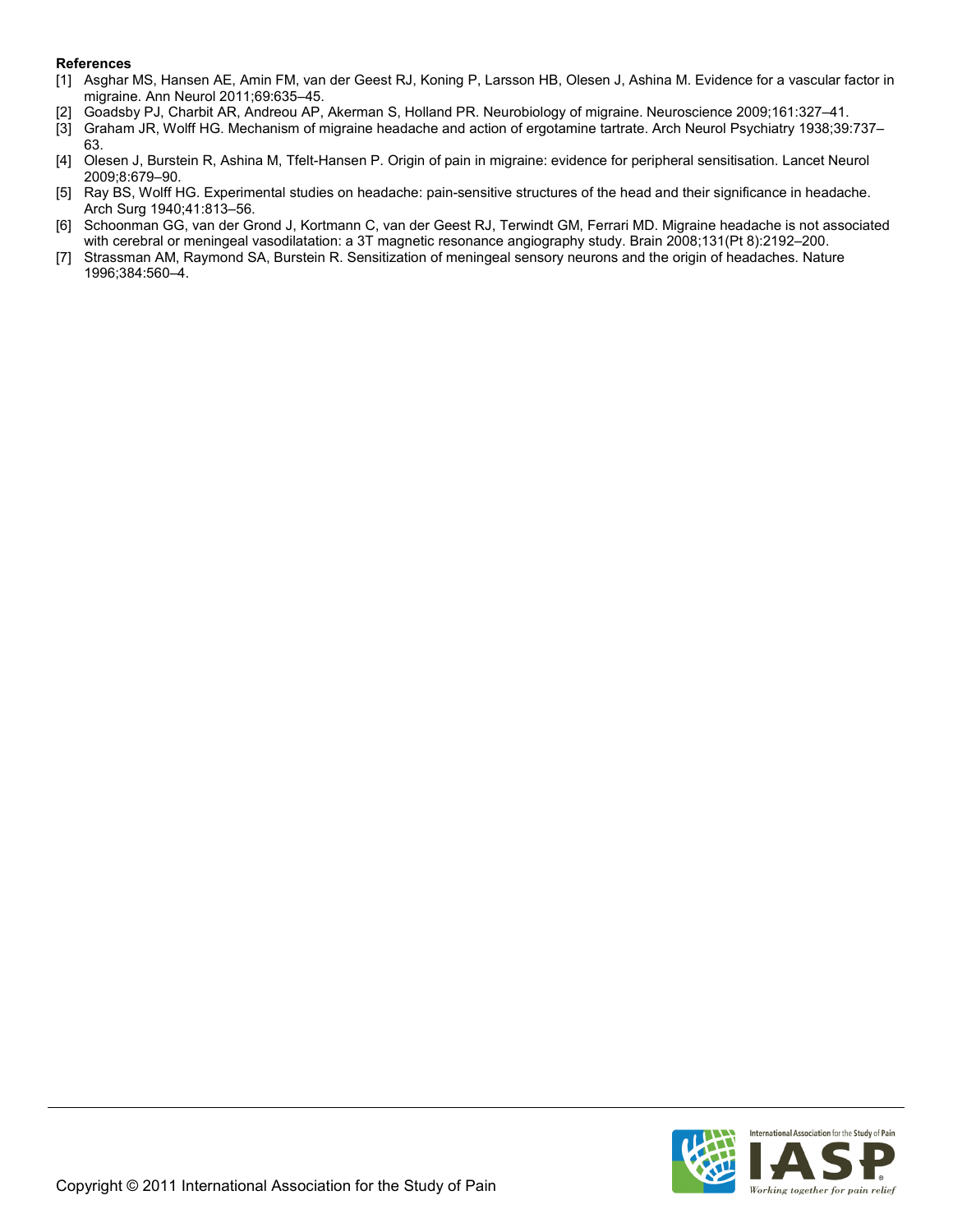**References**

[1] Asghar MS, Hansen AE, Amin FM, van der Geest RJ, Koning P, Larsson HB, Olesen J, Ashina M. Evidence for a vascular factor in migraine. Ann Neurol 2011;69:635–45.

[2] Goadsby PJ, Charbit AR, Andreou AP, Akerman S, Holland PR. Neurobiology of migraine. Neuroscience 2009;161:327–41.

[3] Graham JR, Wolff HG. Mechanism of migraine headache and action of ergotamine tartrate. Arch Neurol Psychiatry 1938;39:737–63.

[4] Olesen J, Burstein R, Ashina M, Tfelt-Hansen P. Origin of pain in migraine: evidence for peripheral sensitisation. Lancet Neurol 2009;8:679–90.

[5] Ray BS, Wolff HG. Experimental studies on headache: pain-sensitive structures of the head and their significance in headache. Arch Surg 1940;41:813–56.

[6] Schoonman GG, van der Grond J, Kortmann C, van der Geest RJ, Terwindt GM, Ferrari MD. Migraine headache is not associated with cerebral or meningeal vasodilatation: a 3T magnetic resonance angiography study. Brain 2008;131(Pt 8):2192–200.

[7] Strassman AM, Raymond SA, Burstein R. Sensitization of meningeal sensory neurons and the origin of headaches. Nature 1996;384:560–4.

Copyright © 2011 International Association for the Study of Pain